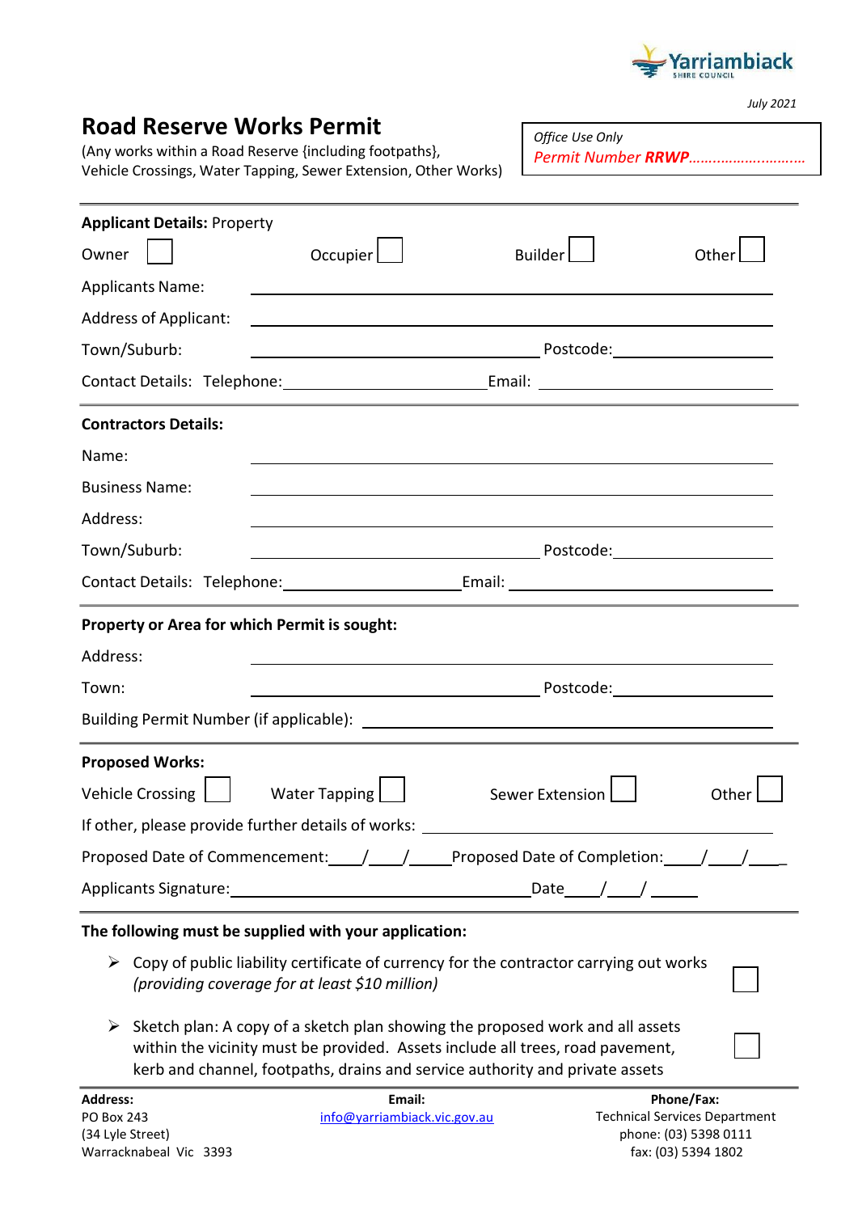Yarriambiack
SHIRE COUNCIL

*July 2021*

# Road Reserve Works Permit

(Any works within a Road Reserve {including footpaths}, Vehicle Crossings, Water Tapping, Sewer Extension, Other Works)

*Office Use Only*
*Permit Number **RRWP**.............................*

---

**Applicant Details:** Property

Owner ☐ Occupier ☐ Builder ☐ Other ☐

Applicants Name: ______________________________

Address of Applicant: ______________________________

Town/Suburb: ______________________ Postcode: ______________

Contact Details: Telephone: ______________________ Email: ______________________

---

**Contractors Details:**

Name: ______________________________

Business Name: ______________________________

Address: ______________________________

Town/Suburb: ______________________ Postcode: ______________

Contact Details: Telephone: ______________________ Email: ______________________

---

**Property or Area for which Permit is sought:**

Address: ______________________________

Town: ______________________ Postcode: ______________

Building Permit Number (if applicable): ______________________________

---

**Proposed Works:**

Vehicle Crossing ☐ Water Tapping ☐ Sewer Extension ☐ Other ☐

If other, please provide further details of works: ______________________________

Proposed Date of Commencement: ____/____/_____ Proposed Date of Completion: ____/____/____

Applicants Signature: ______________________________ Date ____/____/ ______

---

**The following must be supplied with your application:**

- Copy of public liability certificate of currency for the contractor carrying out works *(providing coverage for at least $10 million)* ☐
- Sketch plan: A copy of a sketch plan showing the proposed work and all assets within the vicinity must be provided. Assets include all trees, road pavement, kerb and channel, footpaths, drains and service authority and private assets ☐

---

**Address:**
PO Box 243
(34 Lyle Street)
Warracknabeal Vic 3393

**Email:**
info@yarriambiack.vic.gov.au

**Phone/Fax:**
Technical Services Department
phone: (03) 5398 0111
fax: (03) 5394 1802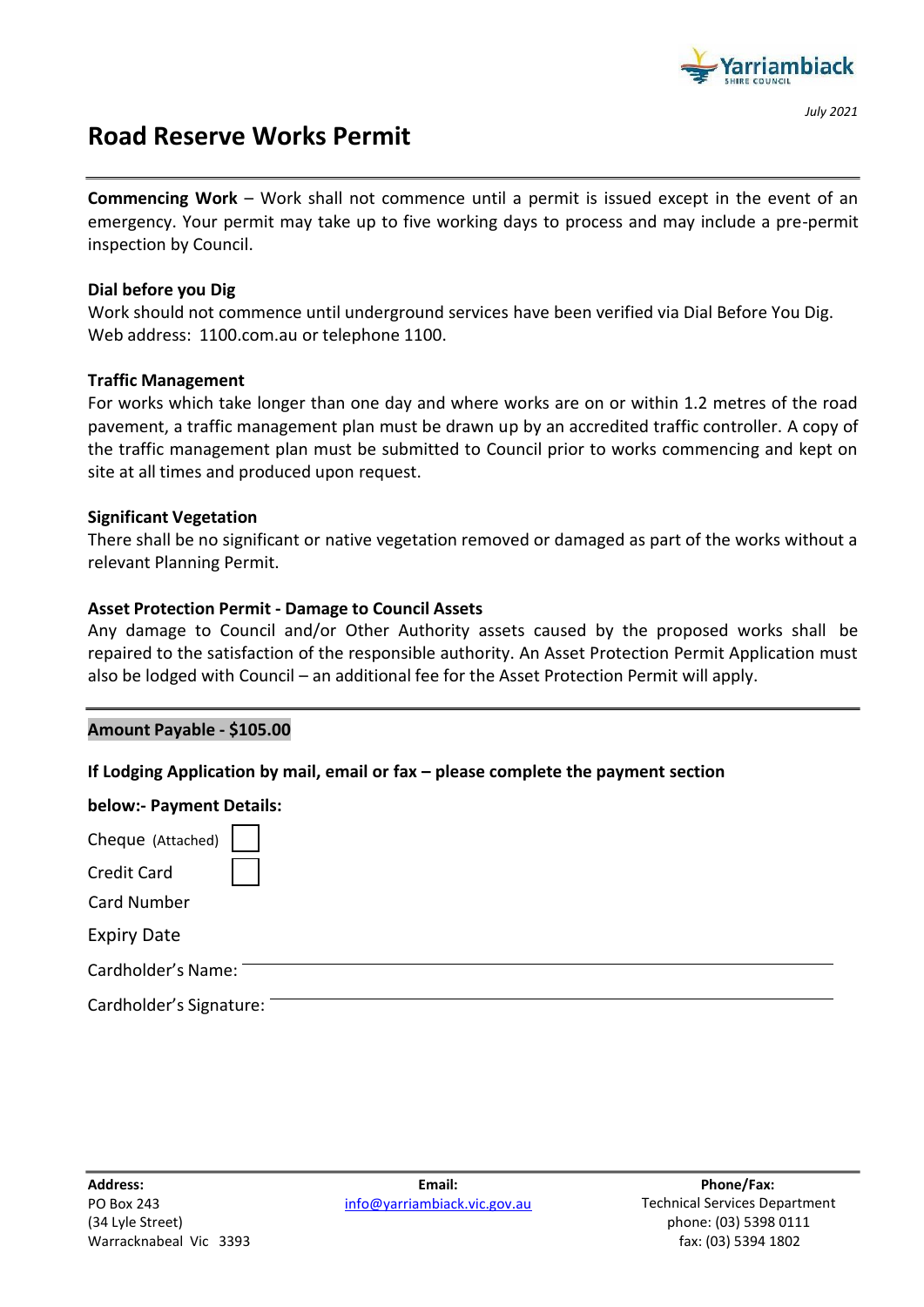*July 2021*

# Road Reserve Works Permit

**Commencing Work** – Work shall not commence until a permit is issued except in the event of an emergency. Your permit may take up to five working days to process and may include a pre-permit inspection by Council.

**Dial before you Dig**
Work should not commence until underground services have been verified via Dial Before You Dig. Web address: 1100.com.au or telephone 1100.

**Traffic Management**
For works which take longer than one day and where works are on or within 1.2 metres of the road pavement, a traffic management plan must be drawn up by an accredited traffic controller. A copy of the traffic management plan must be submitted to Council prior to works commencing and kept on site at all times and produced upon request.

**Significant Vegetation**
There shall be no significant or native vegetation removed or damaged as part of the works without a relevant Planning Permit.

**Asset Protection Permit - Damage to Council Assets**
Any damage to Council and/or Other Authority assets caused by the proposed works shall be repaired to the satisfaction of the responsible authority. An Asset Protection Permit Application must also be lodged with Council – an additional fee for the Asset Protection Permit will apply.

---

**Amount Payable - $105.00**

**If Lodging Application by mail, email or fax – please complete the payment section below:- Payment Details:**

Cheque (Attached) ☐

Credit Card ☐

Card Number

Expiry Date

Cardholder's Name: ______________________________

Cardholder's Signature: ______________________________

**Address:**
PO Box 243
(34 Lyle Street)
Warracknabeal Vic 3393

**Email:**
info@yarriambiack.vic.gov.au

**Phone/Fax:**
Technical Services Department
phone: (03) 5398 0111
fax: (03) 5394 1802